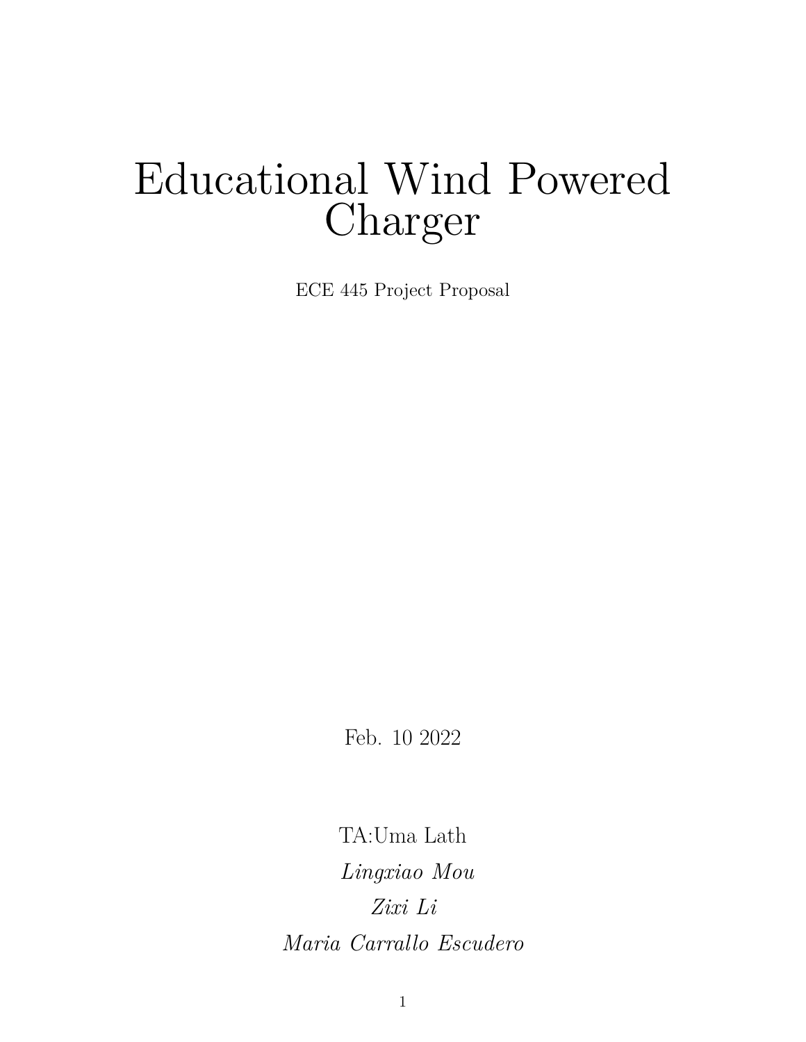# Educational Wind Powered Charger

ECE 445 Project Proposal

Feb. 10 2022

TA:Uma Lath

*Lingxiao Mou*

*Zixi Li*

*Maria Carrallo Escudero*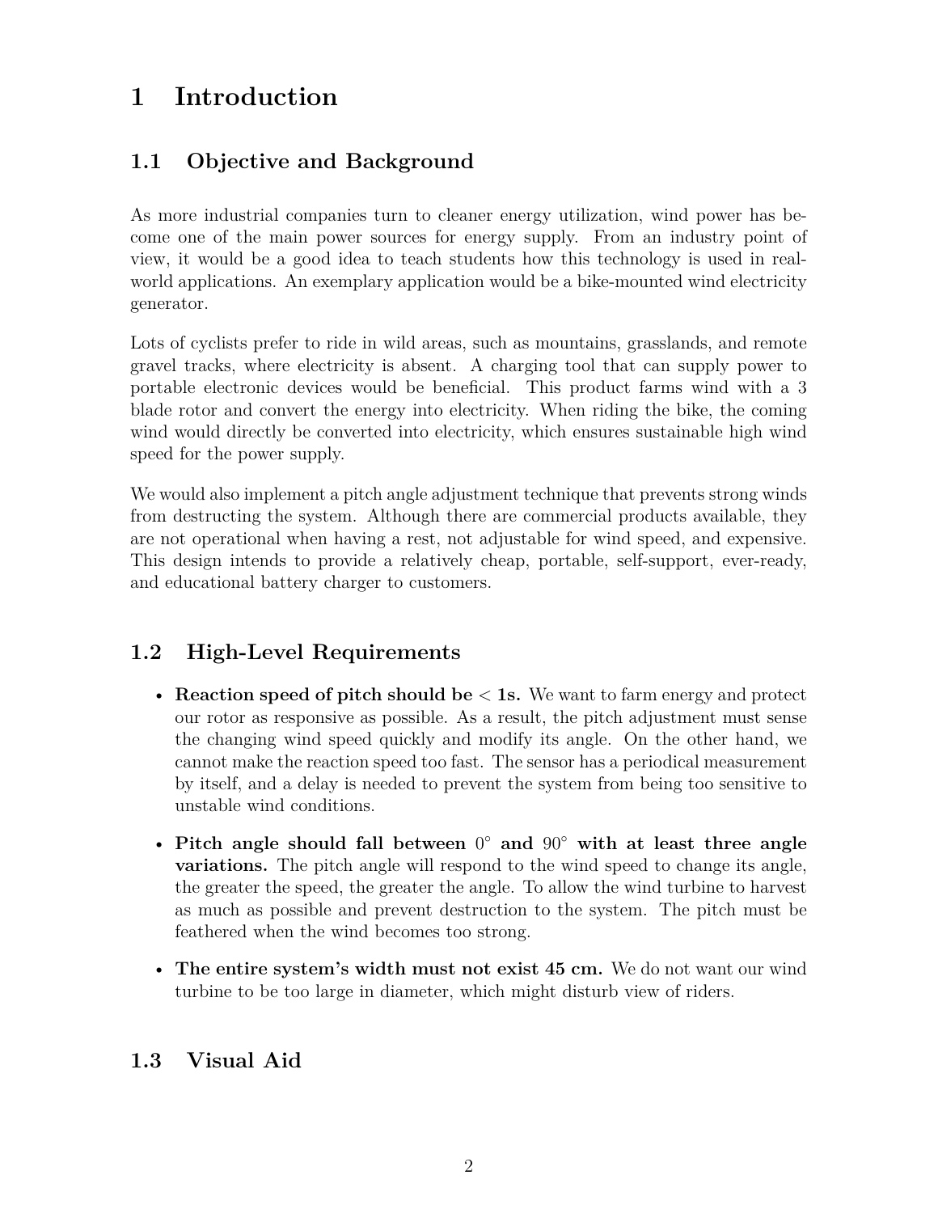# 1 Introduction

## 1.1 Objective and Background

As more industrial companies turn to cleaner energy utilization, wind power has become one of the main power sources for energy supply. From an industry point of view, it would be a good idea to teach students how this technology is used in real-world applications. An exemplary application would be a bike-mounted wind electricity generator.

Lots of cyclists prefer to ride in wild areas, such as mountains, grasslands, and remote gravel tracks, where electricity is absent. A charging tool that can supply power to portable electronic devices would be beneficial. This product farms wind with a 3 blade rotor and convert the energy into electricity. When riding the bike, the coming wind would directly be converted into electricity, which ensures sustainable high wind speed for the power supply.

We would also implement a pitch angle adjustment technique that prevents strong winds from destructing the system. Although there are commercial products available, they are not operational when having a rest, not adjustable for wind speed, and expensive. This design intends to provide a relatively cheap, portable, self-support, ever-ready, and educational battery charger to customers.

## 1.2 High-Level Requirements

- **Reaction speed of pitch should be < 1s.** We want to farm energy and protect our rotor as responsive as possible. As a result, the pitch adjustment must sense the changing wind speed quickly and modify its angle. On the other hand, we cannot make the reaction speed too fast. The sensor has a periodical measurement by itself, and a delay is needed to prevent the system from being too sensitive to unstable wind conditions.
- **Pitch angle should fall between $0^\circ$ and $90^\circ$ with at least three angle variations.** The pitch angle will respond to the wind speed to change its angle, the greater the speed, the greater the angle. To allow the wind turbine to harvest as much as possible and prevent destruction to the system. The pitch must be feathered when the wind becomes too strong.
- **The entire system's width must not exist 45 cm.** We do not want our wind turbine to be too large in diameter, which might disturb view of riders.

## 1.3 Visual Aid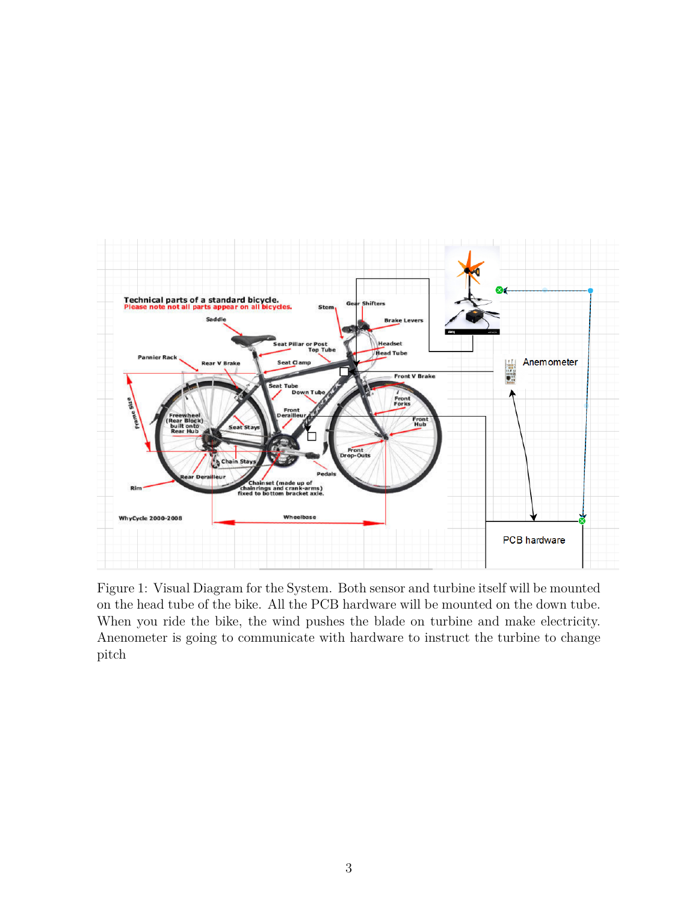Figure 1: Visual Diagram for the System. Both sensor and turbine itself will be mounted on the head tube of the bike. All the PCB hardware will be mounted on the down tube. When you ride the bike, the wind pushes the blade on turbine and make electricity. Anenometer is going to communicate with hardware to instruct the turbine to change pitch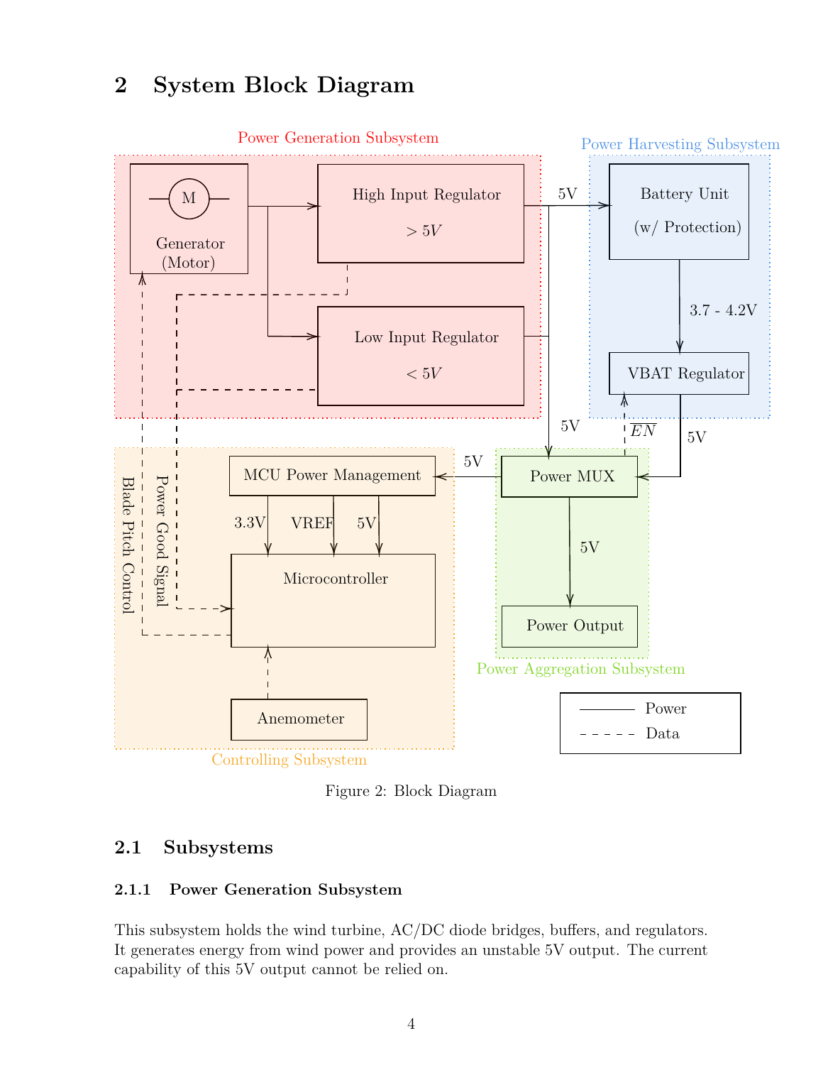## 2 System Block Diagram

Figure 2: Block Diagram

### 2.1 Subsystems

#### 2.1.1 Power Generation Subsystem

This subsystem holds the wind turbine, AC/DC diode bridges, buffers, and regulators. It generates energy from wind power and provides an unstable 5V output. The current capability of this 5V output cannot be relied on.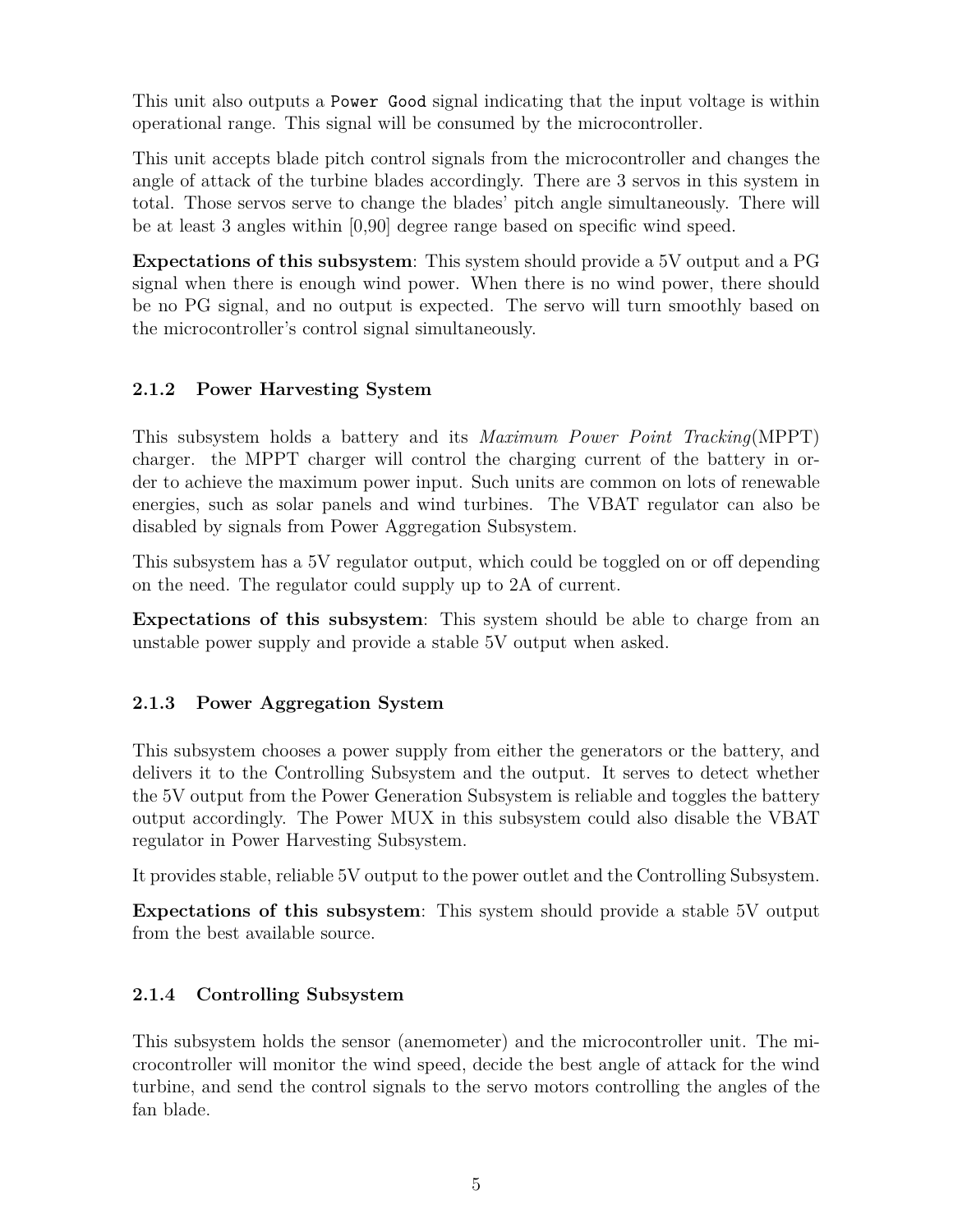This unit also outputs a `Power Good` signal indicating that the input voltage is within operational range. This signal will be consumed by the microcontroller.

This unit accepts blade pitch control signals from the microcontroller and changes the angle of attack of the turbine blades accordingly. There are 3 servos in this system in total. Those servos serve to change the blades' pitch angle simultaneously. There will be at least 3 angles within [0,90] degree range based on specific wind speed.

**Expectations of this subsystem**: This system should provide a 5V output and a PG signal when there is enough wind power. When there is no wind power, there should be no PG signal, and no output is expected. The servo will turn smoothly based on the microcontroller's control signal simultaneously.

### 2.1.2 Power Harvesting System

This subsystem holds a battery and its *Maximum Power Point Tracking*(MPPT) charger. the MPPT charger will control the charging current of the battery in order to achieve the maximum power input. Such units are common on lots of renewable energies, such as solar panels and wind turbines. The VBAT regulator can also be disabled by signals from Power Aggregation Subsystem.

This subsystem has a 5V regulator output, which could be toggled on or off depending on the need. The regulator could supply up to 2A of current.

**Expectations of this subsystem**: This system should be able to charge from an unstable power supply and provide a stable 5V output when asked.

### 2.1.3 Power Aggregation System

This subsystem chooses a power supply from either the generators or the battery, and delivers it to the Controlling Subsystem and the output. It serves to detect whether the 5V output from the Power Generation Subsystem is reliable and toggles the battery output accordingly. The Power MUX in this subsystem could also disable the VBAT regulator in Power Harvesting Subsystem.

It provides stable, reliable 5V output to the power outlet and the Controlling Subsystem.

**Expectations of this subsystem**: This system should provide a stable 5V output from the best available source.

### 2.1.4 Controlling Subsystem

This subsystem holds the sensor (anemometer) and the microcontroller unit. The microcontroller will monitor the wind speed, decide the best angle of attack for the wind turbine, and send the control signals to the servo motors controlling the angles of the fan blade.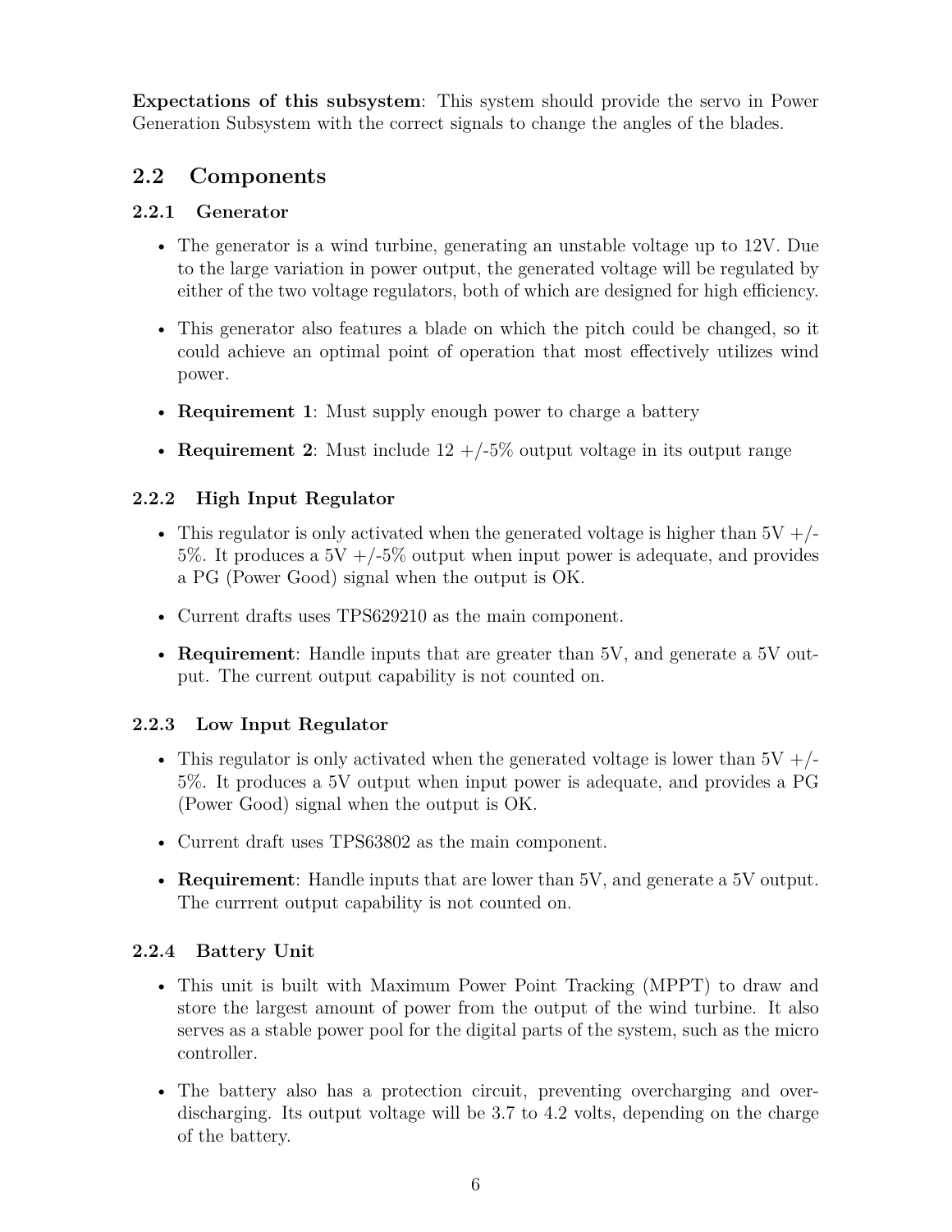**Expectations of this subsystem**: This system should provide the servo in Power Generation Subsystem with the correct signals to change the angles of the blades.

## 2.2 Components

### 2.2.1 Generator

- The generator is a wind turbine, generating an unstable voltage up to 12V. Due to the large variation in power output, the generated voltage will be regulated by either of the two voltage regulators, both of which are designed for high efficiency.
- This generator also features a blade on which the pitch could be changed, so it could achieve an optimal point of operation that most effectively utilizes wind power.
- **Requirement 1**: Must supply enough power to charge a battery
- **Requirement 2**: Must include 12 +/-5% output voltage in its output range

### 2.2.2 High Input Regulator

- This regulator is only activated when the generated voltage is higher than 5V +/-5%. It produces a 5V +/-5% output when input power is adequate, and provides a PG (Power Good) signal when the output is OK.
- Current drafts uses TPS629210 as the main component.
- **Requirement**: Handle inputs that are greater than 5V, and generate a 5V output. The current output capability is not counted on.

### 2.2.3 Low Input Regulator

- This regulator is only activated when the generated voltage is lower than 5V +/-5%. It produces a 5V output when input power is adequate, and provides a PG (Power Good) signal when the output is OK.
- Current draft uses TPS63802 as the main component.
- **Requirement**: Handle inputs that are lower than 5V, and generate a 5V output. The currrent output capability is not counted on.

### 2.2.4 Battery Unit

- This unit is built with Maximum Power Point Tracking (MPPT) to draw and store the largest amount of power from the output of the wind turbine. It also serves as a stable power pool for the digital parts of the system, such as the micro controller.
- The battery also has a protection circuit, preventing overcharging and over-discharging. Its output voltage will be 3.7 to 4.2 volts, depending on the charge of the battery.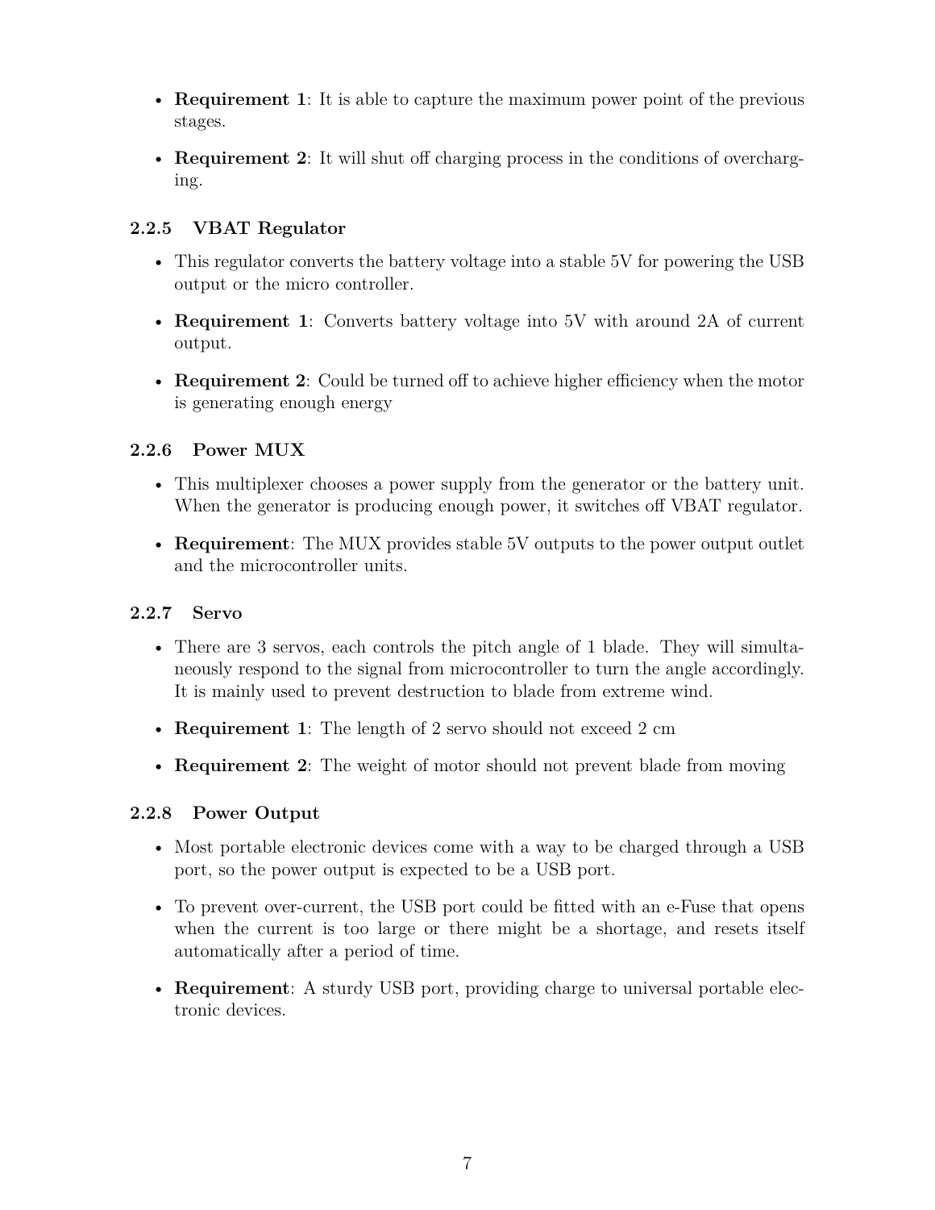- **Requirement 1**: It is able to capture the maximum power point of the previous stages.
- **Requirement 2**: It will shut off charging process in the conditions of overcharging.

### 2.2.5 VBAT Regulator

- This regulator converts the battery voltage into a stable 5V for powering the USB output or the micro controller.
- **Requirement 1**: Converts battery voltage into 5V with around 2A of current output.
- **Requirement 2**: Could be turned off to achieve higher efficiency when the motor is generating enough energy

### 2.2.6 Power MUX

- This multiplexer chooses a power supply from the generator or the battery unit. When the generator is producing enough power, it switches off VBAT regulator.
- **Requirement**: The MUX provides stable 5V outputs to the power output outlet and the microcontroller units.

### 2.2.7 Servo

- There are 3 servos, each controls the pitch angle of 1 blade. They will simultaneously respond to the signal from microcontroller to turn the angle accordingly. It is mainly used to prevent destruction to blade from extreme wind.
- **Requirement 1**: The length of 2 servo should not exceed 2 cm
- **Requirement 2**: The weight of motor should not prevent blade from moving

### 2.2.8 Power Output

- Most portable electronic devices come with a way to be charged through a USB port, so the power output is expected to be a USB port.
- To prevent over-current, the USB port could be fitted with an e-Fuse that opens when the current is too large or there might be a shortage, and resets itself automatically after a period of time.
- **Requirement**: A sturdy USB port, providing charge to universal portable electronic devices.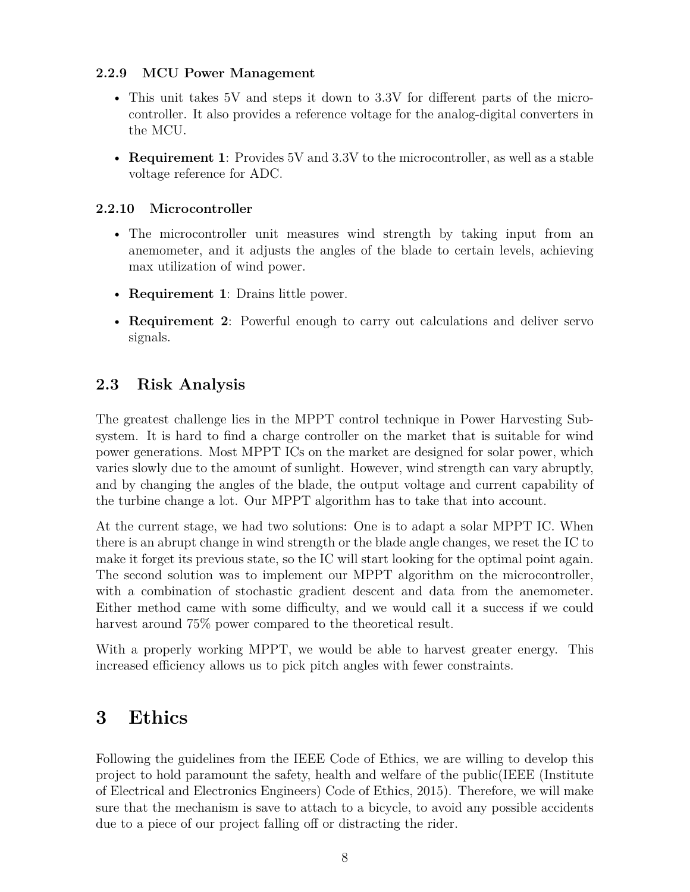#### 2.2.9 MCU Power Management

- This unit takes 5V and steps it down to 3.3V for different parts of the microcontroller. It also provides a reference voltage for the analog-digital converters in the MCU.
- **Requirement 1**: Provides 5V and 3.3V to the microcontroller, as well as a stable voltage reference for ADC.

#### 2.2.10 Microcontroller

- The microcontroller unit measures wind strength by taking input from an anemometer, and it adjusts the angles of the blade to certain levels, achieving max utilization of wind power.
- **Requirement 1**: Drains little power.
- **Requirement 2**: Powerful enough to carry out calculations and deliver servo signals.

### 2.3 Risk Analysis

The greatest challenge lies in the MPPT control technique in Power Harvesting Subsystem. It is hard to find a charge controller on the market that is suitable for wind power generations. Most MPPT ICs on the market are designed for solar power, which varies slowly due to the amount of sunlight. However, wind strength can vary abruptly, and by changing the angles of the blade, the output voltage and current capability of the turbine change a lot. Our MPPT algorithm has to take that into account.

At the current stage, we had two solutions: One is to adapt a solar MPPT IC. When there is an abrupt change in wind strength or the blade angle changes, we reset the IC to make it forget its previous state, so the IC will start looking for the optimal point again. The second solution was to implement our MPPT algorithm on the microcontroller, with a combination of stochastic gradient descent and data from the anemometer. Either method came with some difficulty, and we would call it a success if we could harvest around 75% power compared to the theoretical result.

With a properly working MPPT, we would be able to harvest greater energy. This increased efficiency allows us to pick pitch angles with fewer constraints.

## 3 Ethics

Following the guidelines from the IEEE Code of Ethics, we are willing to develop this project to hold paramount the safety, health and welfare of the public(IEEE (Institute of Electrical and Electronics Engineers) Code of Ethics, 2015). Therefore, we will make sure that the mechanism is save to attach to a bicycle, to avoid any possible accidents due to a piece of our project falling off or distracting the rider.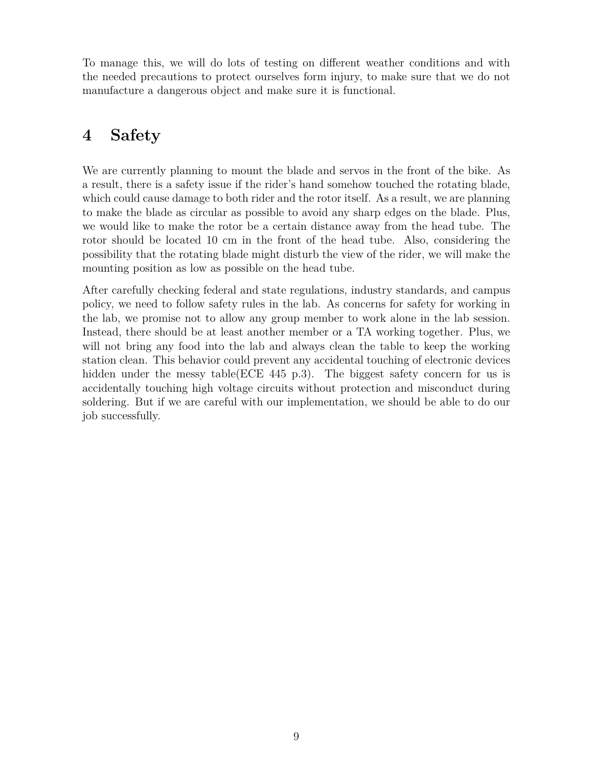To manage this, we will do lots of testing on different weather conditions and with the needed precautions to protect ourselves form injury, to make sure that we do not manufacture a dangerous object and make sure it is functional.

# 4 Safety

We are currently planning to mount the blade and servos in the front of the bike. As a result, there is a safety issue if the rider's hand somehow touched the rotating blade, which could cause damage to both rider and the rotor itself. As a result, we are planning to make the blade as circular as possible to avoid any sharp edges on the blade. Plus, we would like to make the rotor be a certain distance away from the head tube. The rotor should be located 10 cm in the front of the head tube. Also, considering the possibility that the rotating blade might disturb the view of the rider, we will make the mounting position as low as possible on the head tube.

After carefully checking federal and state regulations, industry standards, and campus policy, we need to follow safety rules in the lab. As concerns for safety for working in the lab, we promise not to allow any group member to work alone in the lab session. Instead, there should be at least another member or a TA working together. Plus, we will not bring any food into the lab and always clean the table to keep the working station clean. This behavior could prevent any accidental touching of electronic devices hidden under the messy table(ECE 445 p.3). The biggest safety concern for us is accidentally touching high voltage circuits without protection and misconduct during soldering. But if we are careful with our implementation, we should be able to do our job successfully.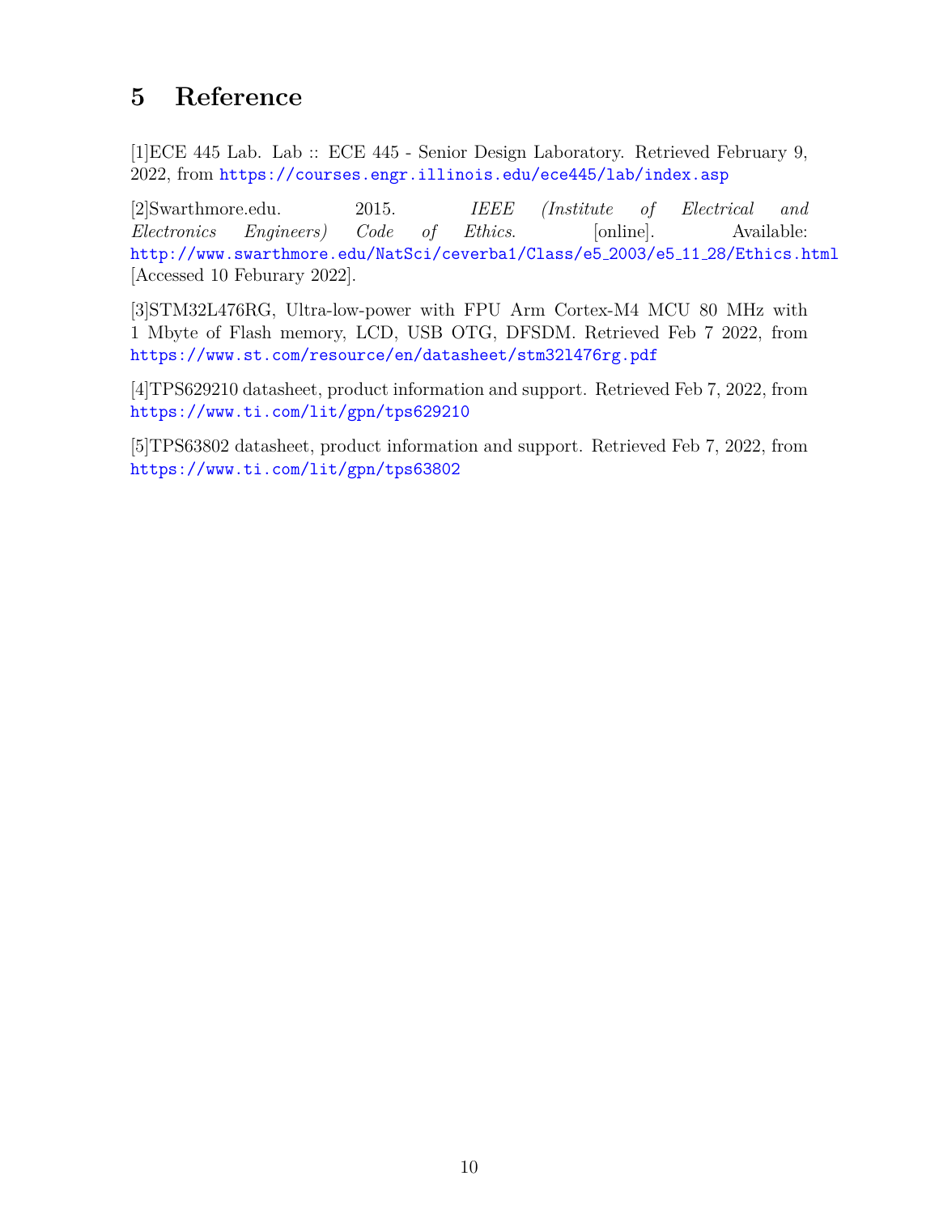# 5 Reference

[1]ECE 445 Lab. Lab :: ECE 445 - Senior Design Laboratory. Retrieved February 9, 2022, from https://courses.engr.illinois.edu/ece445/lab/index.asp

[2]Swarthmore.edu. 2015. *IEEE (Institute of Electrical and Electronics Engineers) Code of Ethics*. [online]. Available: http://www.swarthmore.edu/NatSci/ceverba1/Class/e5_2003/e5_11_28/Ethics.html [Accessed 10 Feburary 2022].

[3]STM32L476RG, Ultra-low-power with FPU Arm Cortex-M4 MCU 80 MHz with 1 Mbyte of Flash memory, LCD, USB OTG, DFSDM. Retrieved Feb 7 2022, from https://www.st.com/resource/en/datasheet/stm32l476rg.pdf

[4]TPS629210 datasheet, product information and support. Retrieved Feb 7, 2022, from https://www.ti.com/lit/gpn/tps629210

[5]TPS63802 datasheet, product information and support. Retrieved Feb 7, 2022, from https://www.ti.com/lit/gpn/tps63802